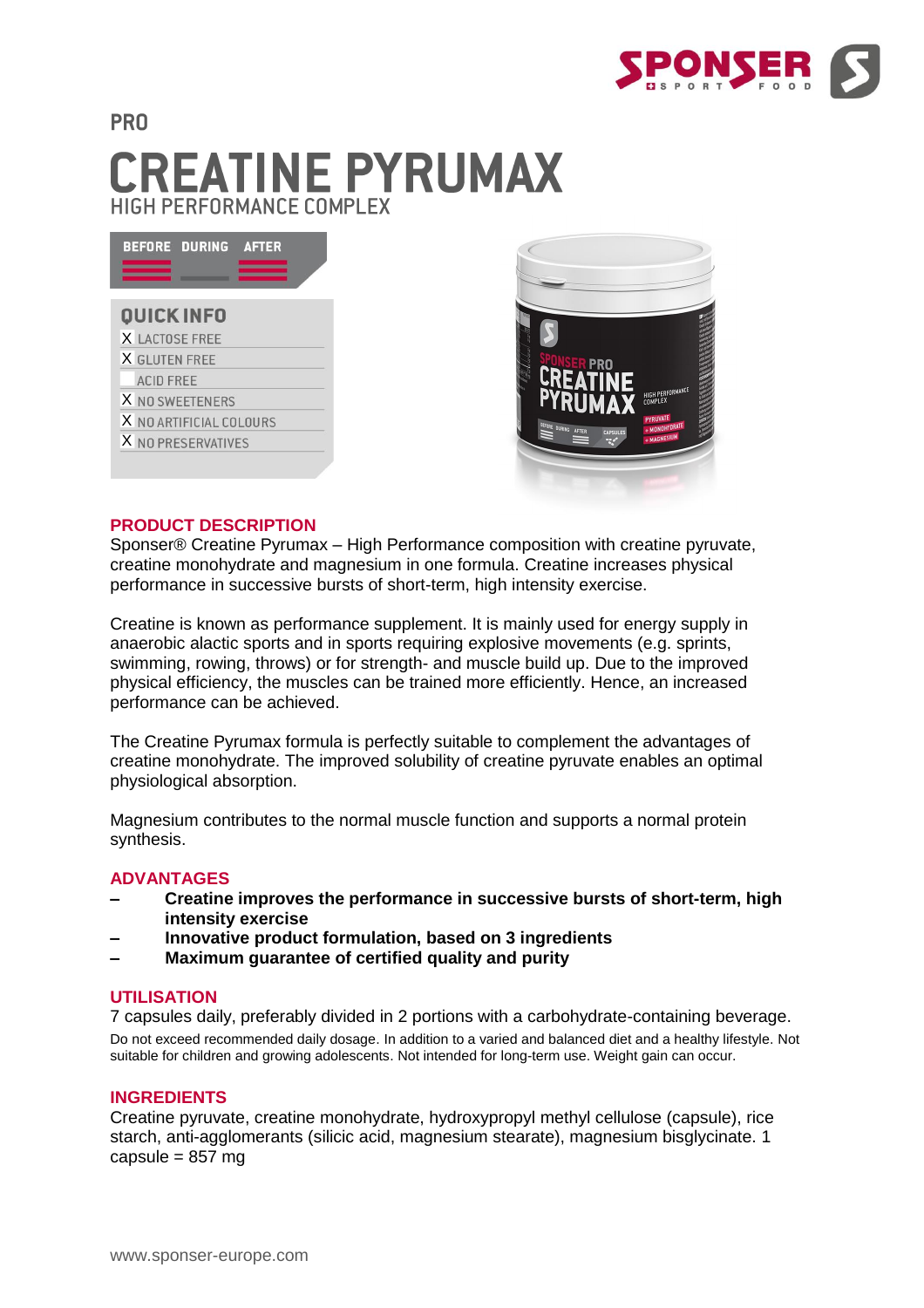PRO

# CREATINE PYRUMAX

HIGH PERFORMANCE COMPLEX

BEFORE DURING AFTER

## QUICK INFO

- X LACTOSE FREE
- X GLUTEN FREE
- ACID FREE
- X NO SWEETENERS
- X NO ARTIFICIAL COLOURS
- X NO PRESERVATIVES

## PRODUCT DESCRIPTION

Sponser® Creatine Pyrumax – High Performance composition with creatine pyruvate, creatine monohydrate and magnesium in one formula. Creatine increases physical performance in successive bursts of short-term, high intensity exercise.

Creatine is known as performance supplement. It is mainly used for energy supply in anaerobic alactic sports and in sports requiring explosive movements (e.g. sprints, swimming, rowing, throws) or for strength- and muscle build up. Due to the improved physical efficiency, the muscles can be trained more efficiently. Hence, an increased performance can be achieved.

The Creatine Pyrumax formula is perfectly suitable to complement the advantages of creatine monohydrate. The improved solubility of creatine pyruvate enables an optimal physiological absorption.

Magnesium contributes to the normal muscle function and supports a normal protein synthesis.

## ADVANTAGES

- **Creatine improves the performance in successive bursts of short-term, high intensity exercise**
- **Innovative product formulation, based on 3 ingredients**
- **Maximum guarantee of certified quality and purity**

## UTILISATION

7 capsules daily, preferably divided in 2 portions with a carbohydrate-containing beverage.

Do not exceed recommended daily dosage. In addition to a varied and balanced diet and a healthy lifestyle. Not suitable for children and growing adolescents. Not intended for long-term use. Weight gain can occur.

## INGREDIENTS

Creatine pyruvate, creatine monohydrate, hydroxypropyl methyl cellulose (capsule), rice starch, anti-agglomerants (silicic acid, magnesium stearate), magnesium bisglycinate. 1 capsule = 857 mg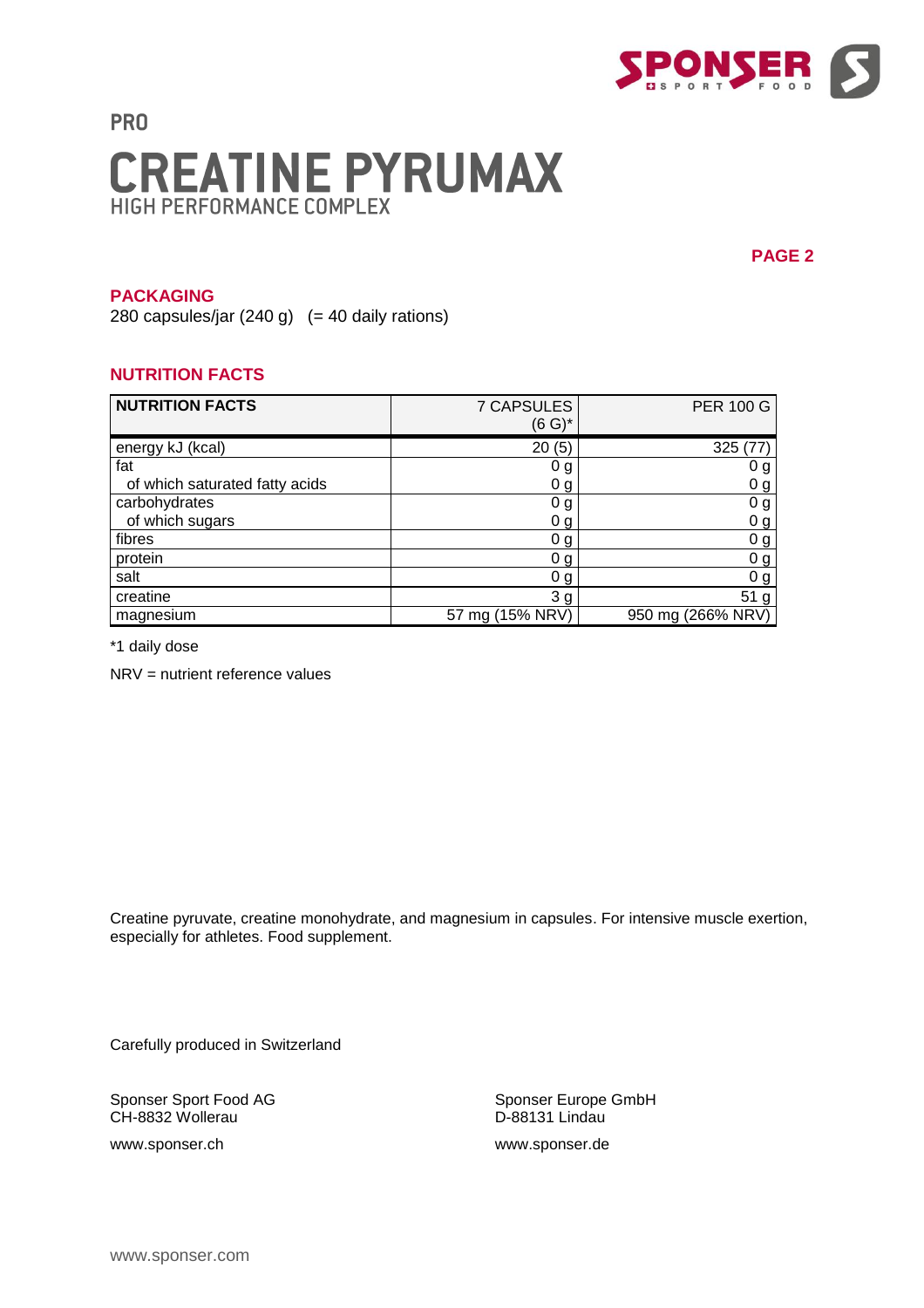PRO

# CREATINE PYRUMAX

HIGH PERFORMANCE COMPLEX

**PAGE 2**

## PACKAGING

280 capsules/jar (240 g) (= 40 daily rations)

## NUTRITION FACTS

| NUTRITION FACTS | 7 CAPSULES (6 G)* | PER 100 G |
|---|---|---|
| energy kJ (kcal) | 20 (5) | 325 (77) |
| fat | 0 g | 0 g |
| of which saturated fatty acids | 0 g | 0 g |
| carbohydrates | 0 g | 0 g |
| of which sugars | 0 g | 0 g |
| fibres | 0 g | 0 g |
| protein | 0 g | 0 g |
| salt | 0 g | 0 g |
| creatine | 3 g | 51 g |
| magnesium | 57 mg (15% NRV) | 950 mg (266% NRV) |

*1 daily dose

NRV = nutrient reference values

Creatine pyruvate, creatine monohydrate, and magnesium in capsules. For intensive muscle exertion, especially for athletes. Food supplement.

Carefully produced in Switzerland

Sponser Sport Food AG
CH-8832 Wollerau

www.sponser.ch

Sponser Europe GmbH
D-88131 Lindau

www.sponser.de